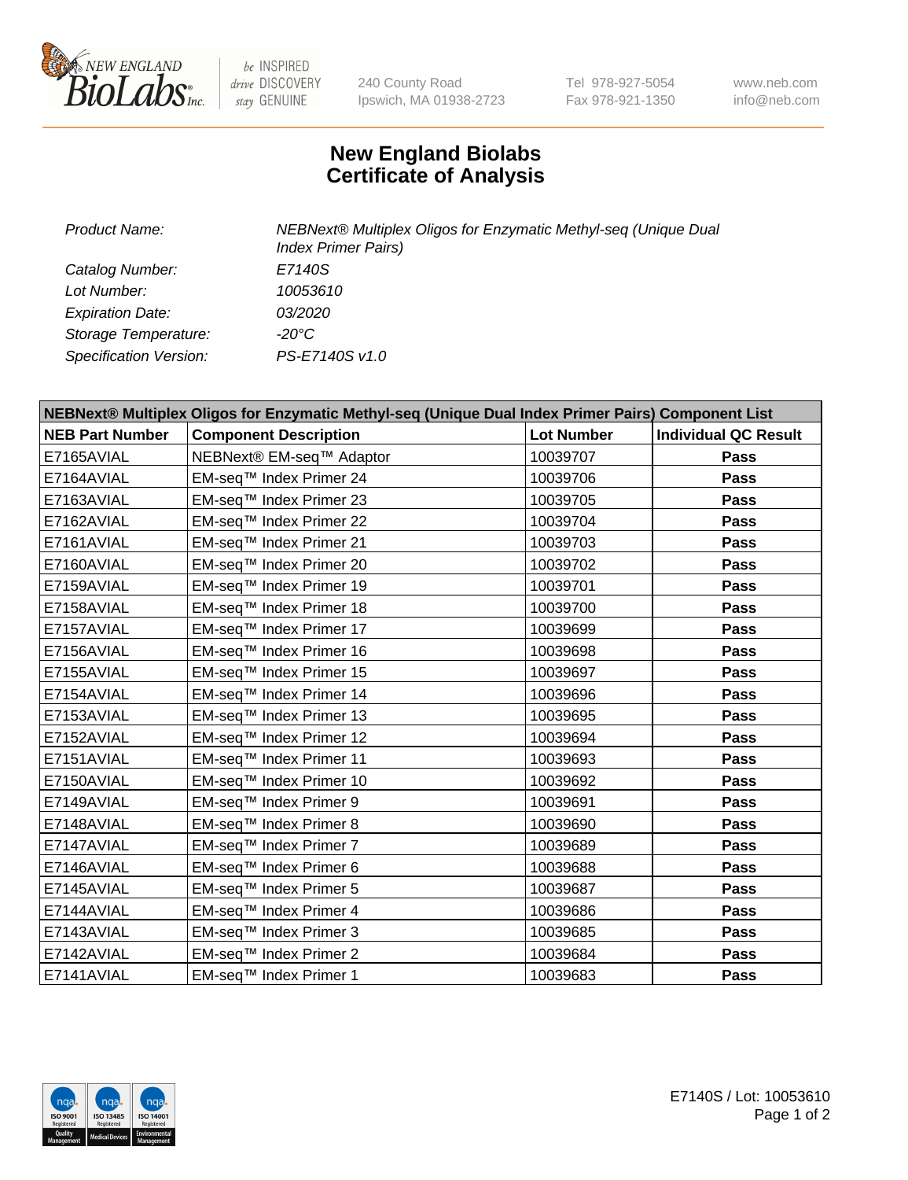240 County Road
Ipswich, MA 01938-2723

Tel 978-927-5054
Fax 978-921-1350

www.neb.com
info@neb.com

# New England Biolabs
# Certificate of Analysis

| | |
|---|---|
| *Product Name:* | *NEBNext® Multiplex Oligos for Enzymatic Methyl-seq (Unique Dual Index Primer Pairs)* |
| *Catalog Number:* | *E7140S* |
| *Lot Number:* | *10053610* |
| *Expiration Date:* | *03/2020* |
| *Storage Temperature:* | *-20°C* |
| *Specification Version:* | *PS-E7140S v1.0* |

| NEBNext® Multiplex Oligos for Enzymatic Methyl-seq (Unique Dual Index Primer Pairs) Component List | | | |
|---|---|---|---|
| **NEB Part Number** | **Component Description** | **Lot Number** | **Individual QC Result** |
| E7165AVIAL | NEBNext® EM-seq™ Adaptor | 10039707 | **Pass** |
| E7164AVIAL | EM-seq™ Index Primer 24 | 10039706 | **Pass** |
| E7163AVIAL | EM-seq™ Index Primer 23 | 10039705 | **Pass** |
| E7162AVIAL | EM-seq™ Index Primer 22 | 10039704 | **Pass** |
| E7161AVIAL | EM-seq™ Index Primer 21 | 10039703 | **Pass** |
| E7160AVIAL | EM-seq™ Index Primer 20 | 10039702 | **Pass** |
| E7159AVIAL | EM-seq™ Index Primer 19 | 10039701 | **Pass** |
| E7158AVIAL | EM-seq™ Index Primer 18 | 10039700 | **Pass** |
| E7157AVIAL | EM-seq™ Index Primer 17 | 10039699 | **Pass** |
| E7156AVIAL | EM-seq™ Index Primer 16 | 10039698 | **Pass** |
| E7155AVIAL | EM-seq™ Index Primer 15 | 10039697 | **Pass** |
| E7154AVIAL | EM-seq™ Index Primer 14 | 10039696 | **Pass** |
| E7153AVIAL | EM-seq™ Index Primer 13 | 10039695 | **Pass** |
| E7152AVIAL | EM-seq™ Index Primer 12 | 10039694 | **Pass** |
| E7151AVIAL | EM-seq™ Index Primer 11 | 10039693 | **Pass** |
| E7150AVIAL | EM-seq™ Index Primer 10 | 10039692 | **Pass** |
| E7149AVIAL | EM-seq™ Index Primer 9 | 10039691 | **Pass** |
| E7148AVIAL | EM-seq™ Index Primer 8 | 10039690 | **Pass** |
| E7147AVIAL | EM-seq™ Index Primer 7 | 10039689 | **Pass** |
| E7146AVIAL | EM-seq™ Index Primer 6 | 10039688 | **Pass** |
| E7145AVIAL | EM-seq™ Index Primer 5 | 10039687 | **Pass** |
| E7144AVIAL | EM-seq™ Index Primer 4 | 10039686 | **Pass** |
| E7143AVIAL | EM-seq™ Index Primer 3 | 10039685 | **Pass** |
| E7142AVIAL | EM-seq™ Index Primer 2 | 10039684 | **Pass** |
| E7141AVIAL | EM-seq™ Index Primer 1 | 10039683 | **Pass** |

E7140S / Lot: 10053610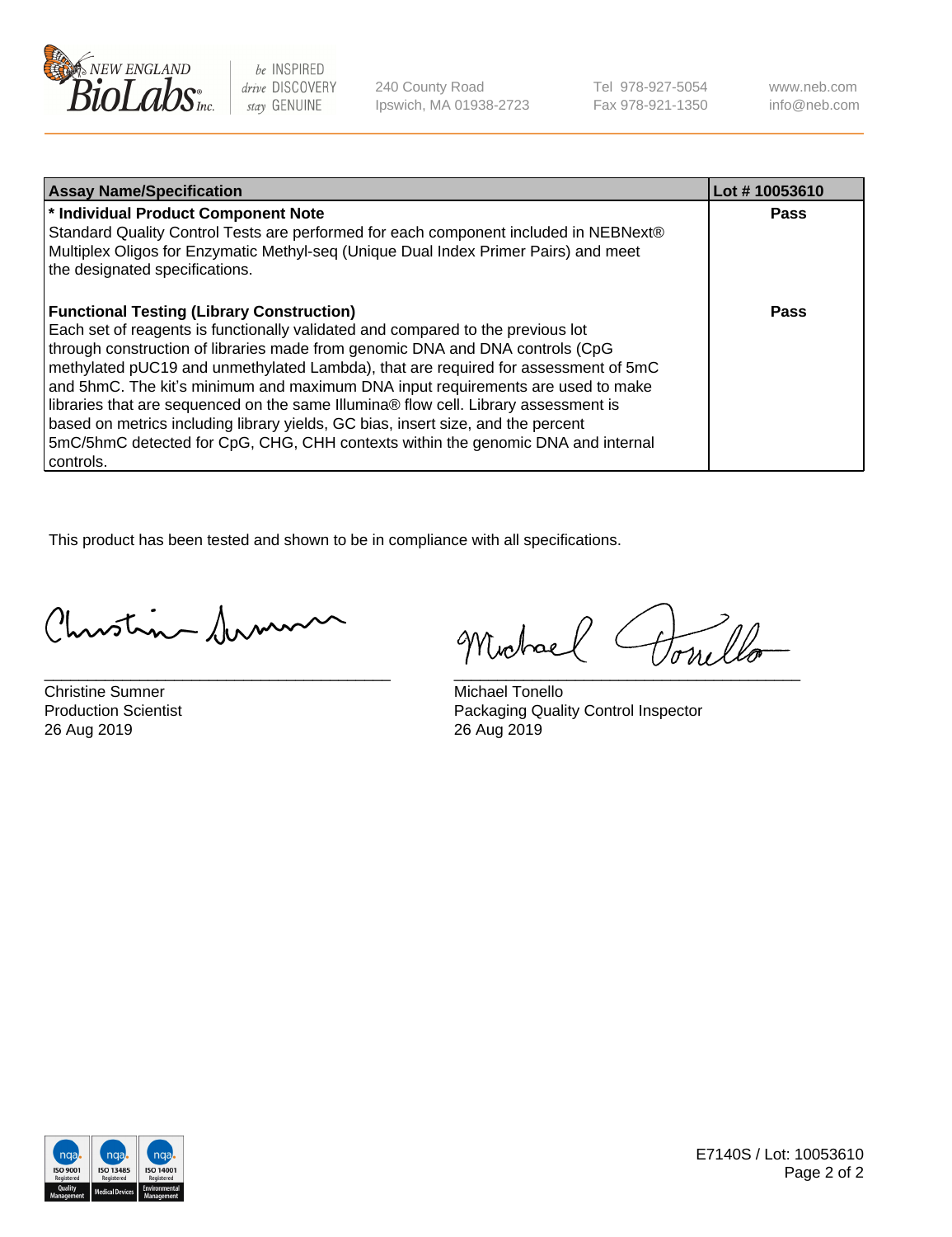| Assay Name/Specification | Lot # 10053610 |
| --- | --- |
| **\* Individual Product Component Note**<br>Standard Quality Control Tests are performed for each component included in NEBNext® Multiplex Oligos for Enzymatic Methyl-seq (Unique Dual Index Primer Pairs) and meet the designated specifications. | **Pass** |
| **Functional Testing (Library Construction)**<br>Each set of reagents is functionally validated and compared to the previous lot through construction of libraries made from genomic DNA and DNA controls (CpG methylated pUC19 and unmethylated Lambda), that are required for assessment of 5mC and 5hmC. The kit's minimum and maximum DNA input requirements are used to make libraries that are sequenced on the same Illumina® flow cell. Library assessment is based on metrics including library yields, GC bias, insert size, and the percent 5mC/5hmC detected for CpG, CHG, CHH contexts within the genomic DNA and internal controls. | **Pass** |

This product has been tested and shown to be in compliance with all specifications.

Christine Sumner
Production Scientist
26 Aug 2019

Michael Tonello
Packaging Quality Control Inspector
26 Aug 2019

E7140S / Lot: 10053610